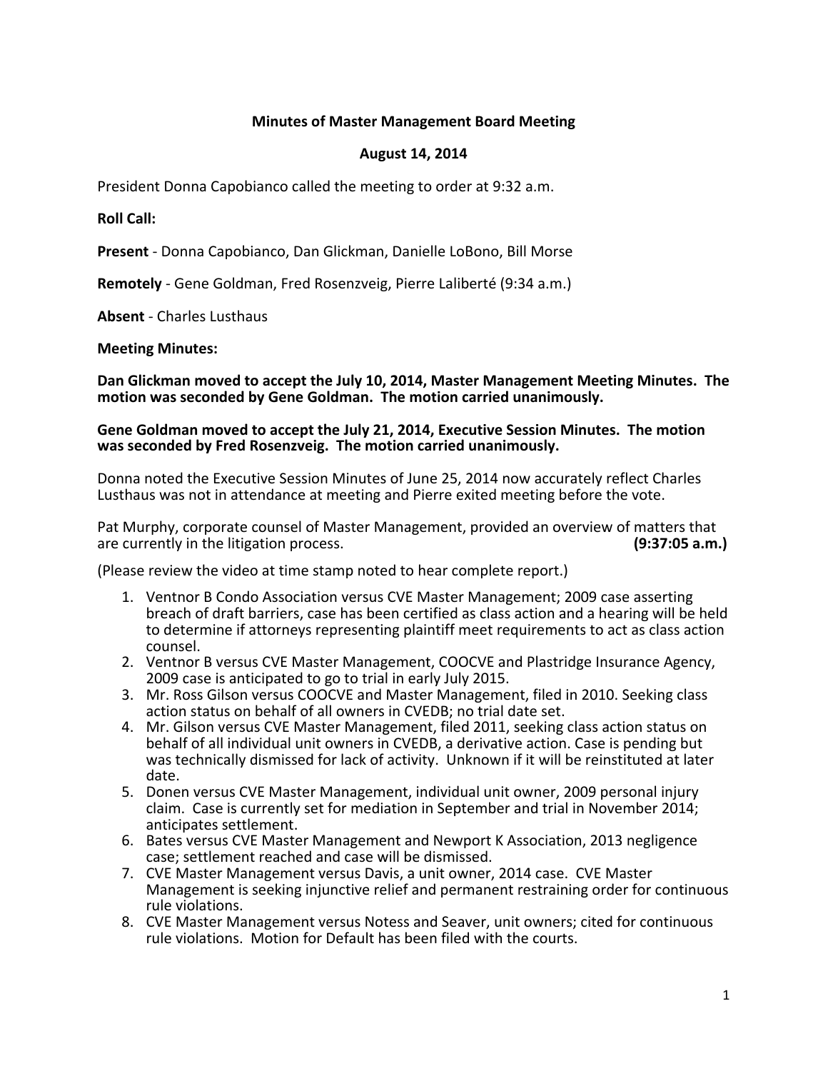# Minutes of Master Management Board Meeting

## August 14, 2014

President Donna Capobianco called the meeting to order at 9:32 a.m.

**Roll Call:**

**Present** - Donna Capobianco, Dan Glickman, Danielle LoBono, Bill Morse

**Remotely** - Gene Goldman, Fred Rosenzveig, Pierre Laliberté (9:34 a.m.)

**Absent** - Charles Lusthaus

**Meeting Minutes:**

**Dan Glickman moved to accept the July 10, 2014, Master Management Meeting Minutes. The motion was seconded by Gene Goldman. The motion carried unanimously.**

**Gene Goldman moved to accept the July 21, 2014, Executive Session Minutes. The motion was seconded by Fred Rosenzveig. The motion carried unanimously.**

Donna noted the Executive Session Minutes of June 25, 2014 now accurately reflect Charles Lusthaus was not in attendance at meeting and Pierre exited meeting before the vote.

Pat Murphy, corporate counsel of Master Management, provided an overview of matters that are currently in the litigation process. **(9:37:05 a.m.)**

(Please review the video at time stamp noted to hear complete report.)

1. Ventnor B Condo Association versus CVE Master Management; 2009 case asserting breach of draft barriers, case has been certified as class action and a hearing will be held to determine if attorneys representing plaintiff meet requirements to act as class action counsel.
2. Ventnor B versus CVE Master Management, COOCVE and Plastridge Insurance Agency, 2009 case is anticipated to go to trial in early July 2015.
3. Mr. Ross Gilson versus COOCVE and Master Management, filed in 2010. Seeking class action status on behalf of all owners in CVEDB; no trial date set.
4. Mr. Gilson versus CVE Master Management, filed 2011, seeking class action status on behalf of all individual unit owners in CVEDB, a derivative action. Case is pending but was technically dismissed for lack of activity. Unknown if it will be reinstituted at later date.
5. Donen versus CVE Master Management, individual unit owner, 2009 personal injury claim. Case is currently set for mediation in September and trial in November 2014; anticipates settlement.
6. Bates versus CVE Master Management and Newport K Association, 2013 negligence case; settlement reached and case will be dismissed.
7. CVE Master Management versus Davis, a unit owner, 2014 case. CVE Master Management is seeking injunctive relief and permanent restraining order for continuous rule violations.
8. CVE Master Management versus Notess and Seaver, unit owners; cited for continuous rule violations. Motion for Default has been filed with the courts.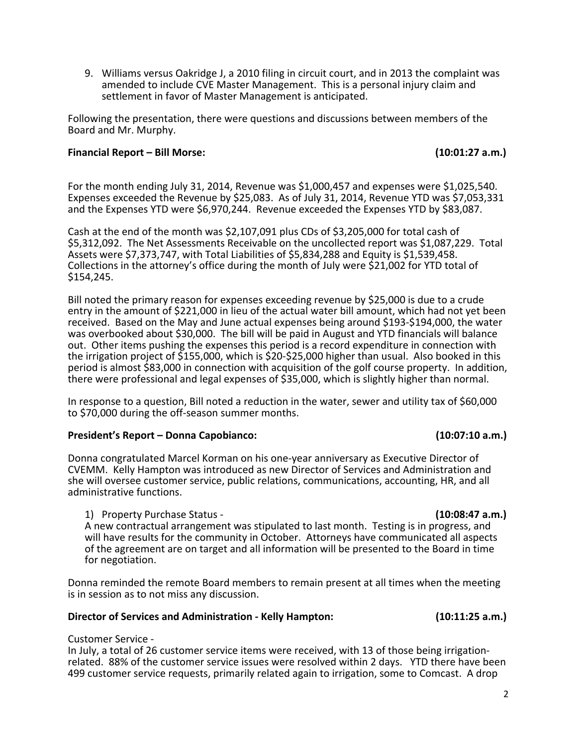9. Williams versus Oakridge J, a 2010 filing in circuit court, and in 2013 the complaint was amended to include CVE Master Management. This is a personal injury claim and settlement in favor of Master Management is anticipated.

Following the presentation, there were questions and discussions between members of the Board and Mr. Murphy.

**Financial Report – Bill Morse: (10:01:27 a.m.)**

For the month ending July 31, 2014, Revenue was $1,000,457 and expenses were $1,025,540. Expenses exceeded the Revenue by $25,083. As of July 31, 2014, Revenue YTD was $7,053,331 and the Expenses YTD were $6,970,244. Revenue exceeded the Expenses YTD by $83,087.

Cash at the end of the month was $2,107,091 plus CDs of $3,205,000 for total cash of $5,312,092. The Net Assessments Receivable on the uncollected report was $1,087,229. Total Assets were $7,373,747, with Total Liabilities of $5,834,288 and Equity is $1,539,458. Collections in the attorney's office during the month of July were $21,002 for YTD total of $154,245.

Bill noted the primary reason for expenses exceeding revenue by $25,000 is due to a crude entry in the amount of $221,000 in lieu of the actual water bill amount, which had not yet been received. Based on the May and June actual expenses being around $193-$194,000, the water was overbooked about $30,000. The bill will be paid in August and YTD financials will balance out. Other items pushing the expenses this period is a record expenditure in connection with the irrigation project of $155,000, which is $20-$25,000 higher than usual. Also booked in this period is almost $83,000 in connection with acquisition of the golf course property. In addition, there were professional and legal expenses of $35,000, which is slightly higher than normal.

In response to a question, Bill noted a reduction in the water, sewer and utility tax of $60,000 to $70,000 during the off-season summer months.

**President's Report – Donna Capobianco: (10:07:10 a.m.)**

Donna congratulated Marcel Korman on his one-year anniversary as Executive Director of CVEMM. Kelly Hampton was introduced as new Director of Services and Administration and she will oversee customer service, public relations, communications, accounting, HR, and all administrative functions.

1) Property Purchase Status - **(10:08:47 a.m.)**
A new contractual arrangement was stipulated to last month. Testing is in progress, and will have results for the community in October. Attorneys have communicated all aspects of the agreement are on target and all information will be presented to the Board in time for negotiation.

Donna reminded the remote Board members to remain present at all times when the meeting is in session as to not miss any discussion.

**Director of Services and Administration - Kelly Hampton: (10:11:25 a.m.)**

Customer Service -
In July, a total of 26 customer service items were received, with 13 of those being irrigation-related. 88% of the customer service issues were resolved within 2 days. YTD there have been 499 customer service requests, primarily related again to irrigation, some to Comcast. A drop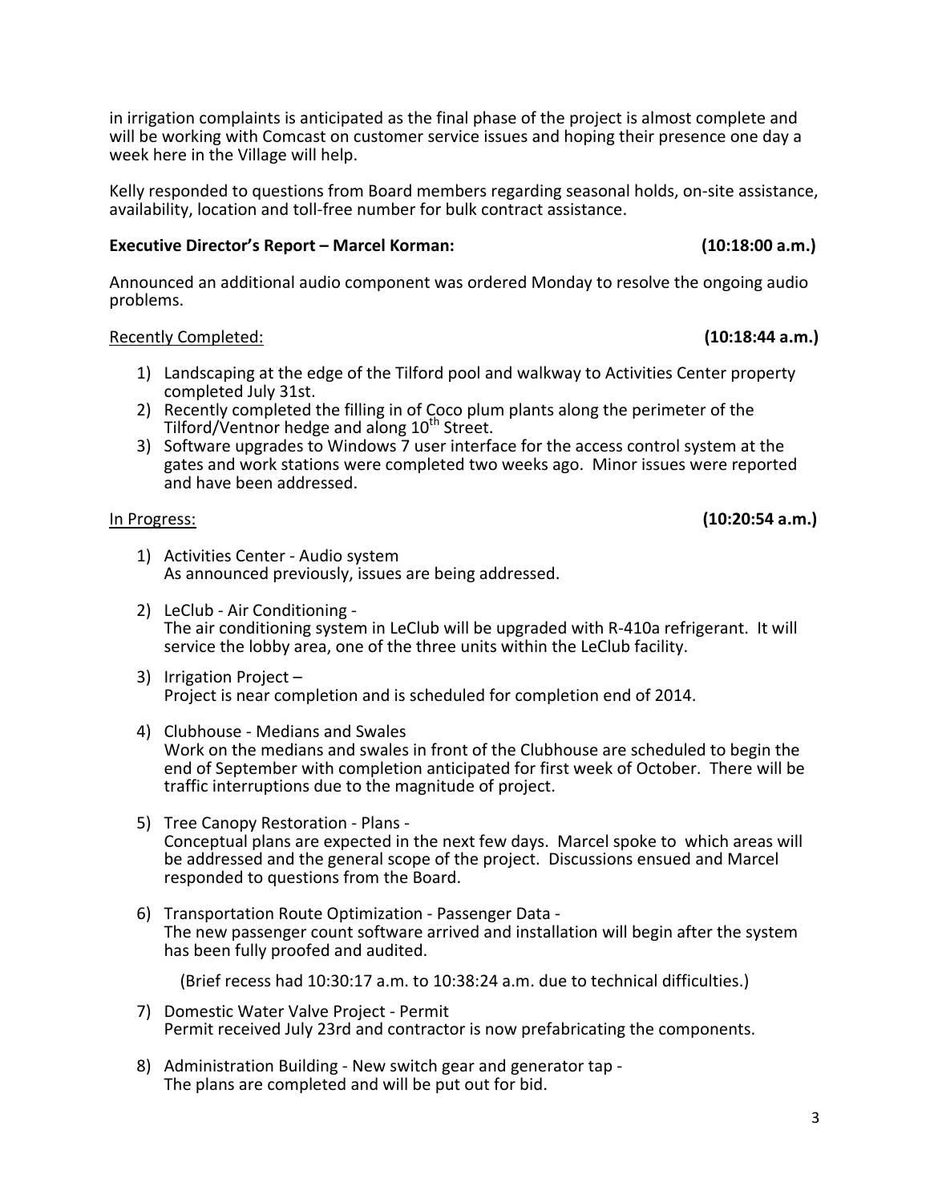in irrigation complaints is anticipated as the final phase of the project is almost complete and will be working with Comcast on customer service issues and hoping their presence one day a week here in the Village will help.

Kelly responded to questions from Board members regarding seasonal holds, on-site assistance, availability, location and toll-free number for bulk contract assistance.

**Executive Director's Report – Marcel Korman: (10:18:00 a.m.)**

Announced an additional audio component was ordered Monday to resolve the ongoing audio problems.

Recently Completed: **(10:18:44 a.m.)**

1) Landscaping at the edge of the Tilford pool and walkway to Activities Center property completed July 31st.
2) Recently completed the filling in of Coco plum plants along the perimeter of the Tilford/Ventnor hedge and along 10th Street.
3) Software upgrades to Windows 7 user interface for the access control system at the gates and work stations were completed two weeks ago. Minor issues were reported and have been addressed.

In Progress: **(10:20:54 a.m.)**

1) Activities Center - Audio system
   As announced previously, issues are being addressed.

2) LeClub - Air Conditioning -
   The air conditioning system in LeClub will be upgraded with R-410a refrigerant. It will service the lobby area, one of the three units within the LeClub facility.

3) Irrigation Project –
   Project is near completion and is scheduled for completion end of 2014.

4) Clubhouse - Medians and Swales
   Work on the medians and swales in front of the Clubhouse are scheduled to begin the end of September with completion anticipated for first week of October. There will be traffic interruptions due to the magnitude of project.

5) Tree Canopy Restoration - Plans -
   Conceptual plans are expected in the next few days. Marcel spoke to which areas will be addressed and the general scope of the project. Discussions ensued and Marcel responded to questions from the Board.

6) Transportation Route Optimization - Passenger Data -
   The new passenger count software arrived and installation will begin after the system has been fully proofed and audited.

   (Brief recess had 10:30:17 a.m. to 10:38:24 a.m. due to technical difficulties.)

7) Domestic Water Valve Project - Permit
   Permit received July 23rd and contractor is now prefabricating the components.

8) Administration Building - New switch gear and generator tap -
   The plans are completed and will be put out for bid.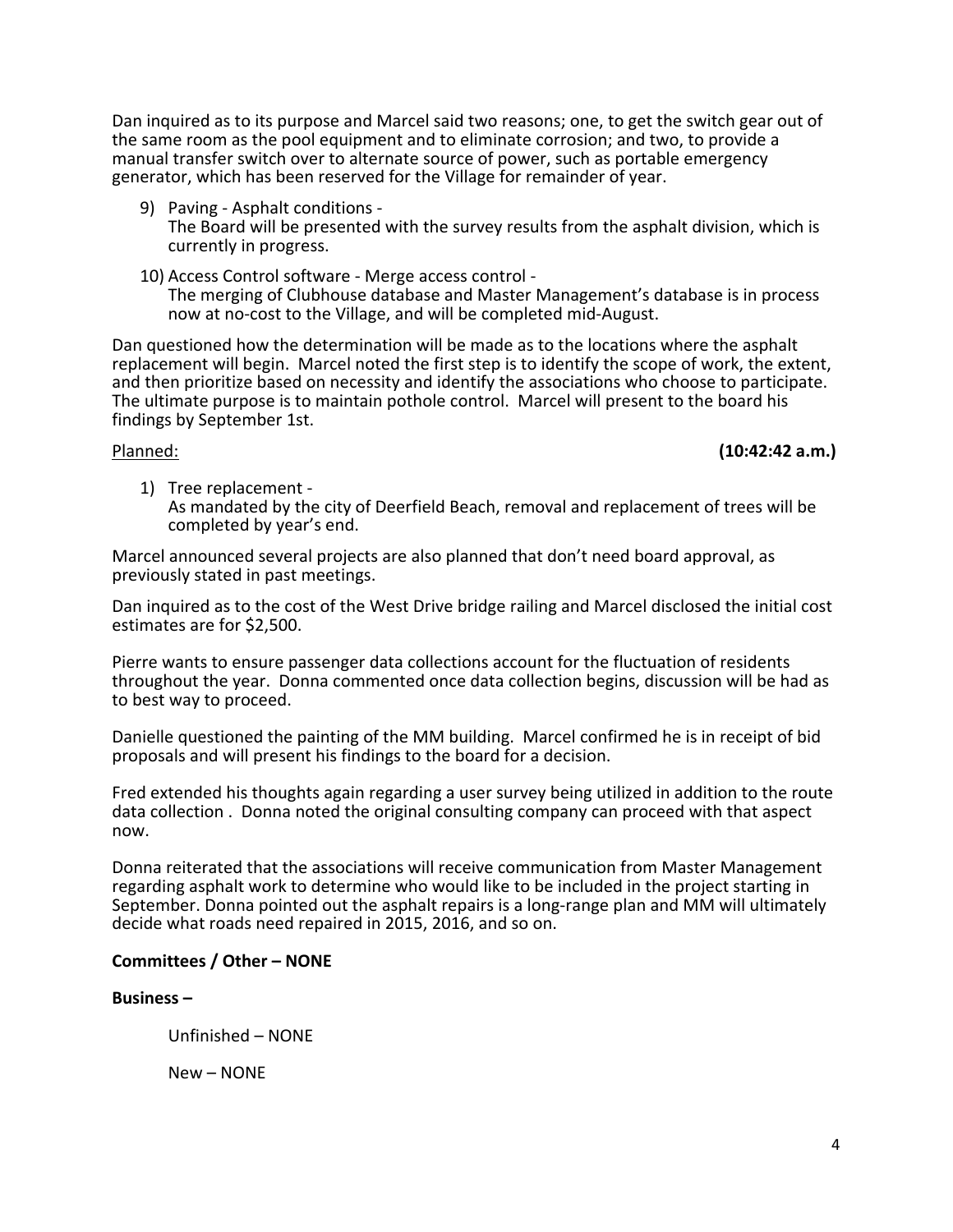Dan inquired as to its purpose and Marcel said two reasons; one, to get the switch gear out of the same room as the pool equipment and to eliminate corrosion; and two, to provide a manual transfer switch over to alternate source of power, such as portable emergency generator, which has been reserved for the Village for remainder of year.

9) Paving - Asphalt conditions -
   The Board will be presented with the survey results from the asphalt division, which is currently in progress.

10) Access Control software - Merge access control -
   The merging of Clubhouse database and Master Management's database is in process now at no-cost to the Village, and will be completed mid-August.

Dan questioned how the determination will be made as to the locations where the asphalt replacement will begin. Marcel noted the first step is to identify the scope of work, the extent, and then prioritize based on necessity and identify the associations who choose to participate. The ultimate purpose is to maintain pothole control. Marcel will present to the board his findings by September 1st.

Planned: **(10:42:42 a.m.)**

1) Tree replacement -
   As mandated by the city of Deerfield Beach, removal and replacement of trees will be completed by year's end.

Marcel announced several projects are also planned that don't need board approval, as previously stated in past meetings.

Dan inquired as to the cost of the West Drive bridge railing and Marcel disclosed the initial cost estimates are for $2,500.

Pierre wants to ensure passenger data collections account for the fluctuation of residents throughout the year. Donna commented once data collection begins, discussion will be had as to best way to proceed.

Danielle questioned the painting of the MM building. Marcel confirmed he is in receipt of bid proposals and will present his findings to the board for a decision.

Fred extended his thoughts again regarding a user survey being utilized in addition to the route data collection . Donna noted the original consulting company can proceed with that aspect now.

Donna reiterated that the associations will receive communication from Master Management regarding asphalt work to determine who would like to be included in the project starting in September. Donna pointed out the asphalt repairs is a long-range plan and MM will ultimately decide what roads need repaired in 2015, 2016, and so on.

**Committees / Other – NONE**

**Business –**

Unfinished – NONE

New – NONE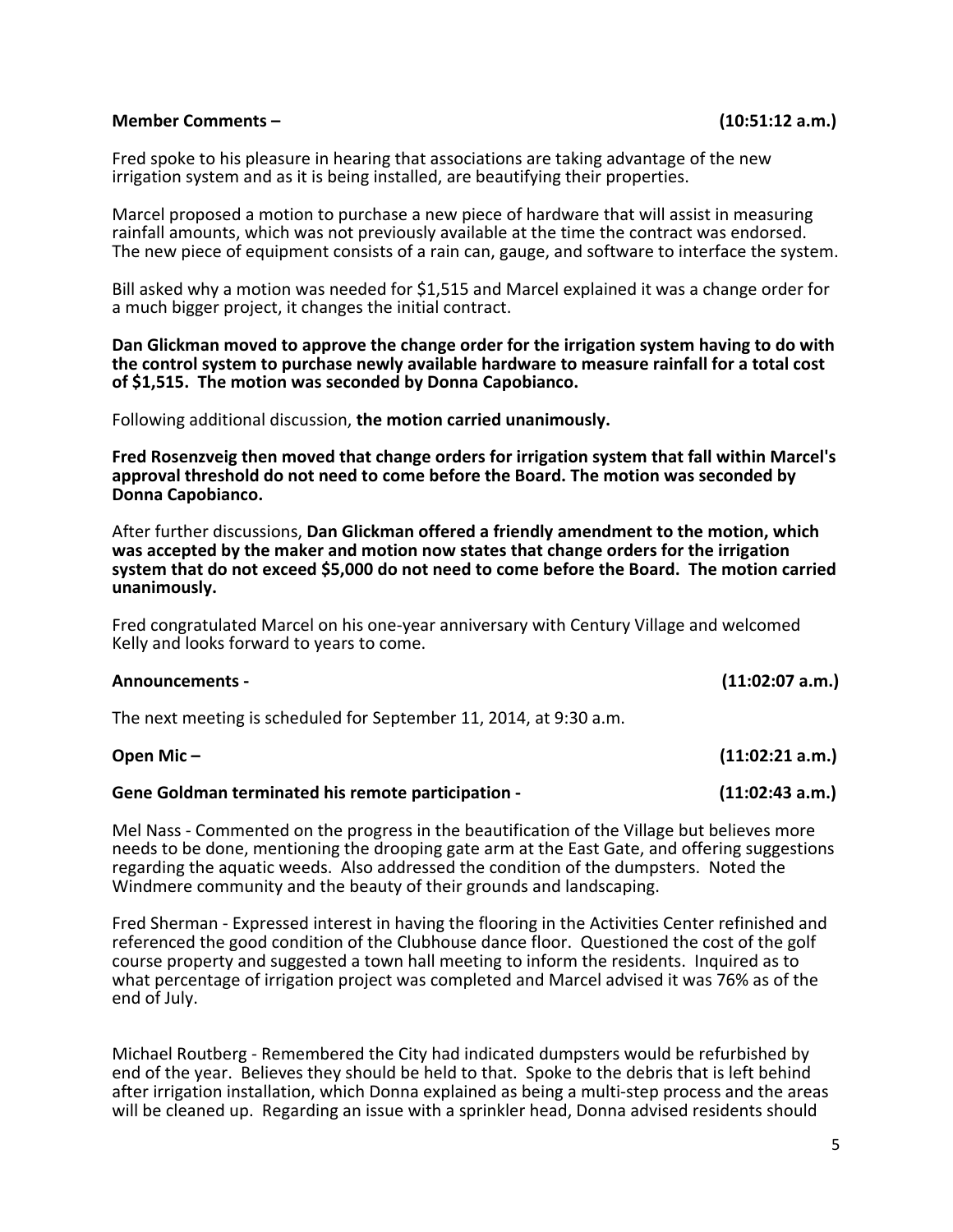**Member Comments – (10:51:12 a.m.)**

Fred spoke to his pleasure in hearing that associations are taking advantage of the new irrigation system and as it is being installed, are beautifying their properties.

Marcel proposed a motion to purchase a new piece of hardware that will assist in measuring rainfall amounts, which was not previously available at the time the contract was endorsed. The new piece of equipment consists of a rain can, gauge, and software to interface the system.

Bill asked why a motion was needed for $1,515 and Marcel explained it was a change order for a much bigger project, it changes the initial contract.

**Dan Glickman moved to approve the change order for the irrigation system having to do with the control system to purchase newly available hardware to measure rainfall for a total cost of $1,515. The motion was seconded by Donna Capobianco.**

Following additional discussion, **the motion carried unanimously.**

**Fred Rosenzveig then moved that change orders for irrigation system that fall within Marcel's approval threshold do not need to come before the Board. The motion was seconded by Donna Capobianco.**

After further discussions, **Dan Glickman offered a friendly amendment to the motion, which was accepted by the maker and motion now states that change orders for the irrigation system that do not exceed $5,000 do not need to come before the Board. The motion carried unanimously.**

Fred congratulated Marcel on his one-year anniversary with Century Village and welcomed Kelly and looks forward to years to come.

**Announcements - (11:02:07 a.m.)**

The next meeting is scheduled for September 11, 2014, at 9:30 a.m.

**Open Mic – (11:02:21 a.m.)**

**Gene Goldman terminated his remote participation - (11:02:43 a.m.)**

Mel Nass - Commented on the progress in the beautification of the Village but believes more needs to be done, mentioning the drooping gate arm at the East Gate, and offering suggestions regarding the aquatic weeds. Also addressed the condition of the dumpsters. Noted the Windmere community and the beauty of their grounds and landscaping.

Fred Sherman - Expressed interest in having the flooring in the Activities Center refinished and referenced the good condition of the Clubhouse dance floor. Questioned the cost of the golf course property and suggested a town hall meeting to inform the residents. Inquired as to what percentage of irrigation project was completed and Marcel advised it was 76% as of the end of July.

Michael Routberg - Remembered the City had indicated dumpsters would be refurbished by end of the year. Believes they should be held to that. Spoke to the debris that is left behind after irrigation installation, which Donna explained as being a multi-step process and the areas will be cleaned up. Regarding an issue with a sprinkler head, Donna advised residents should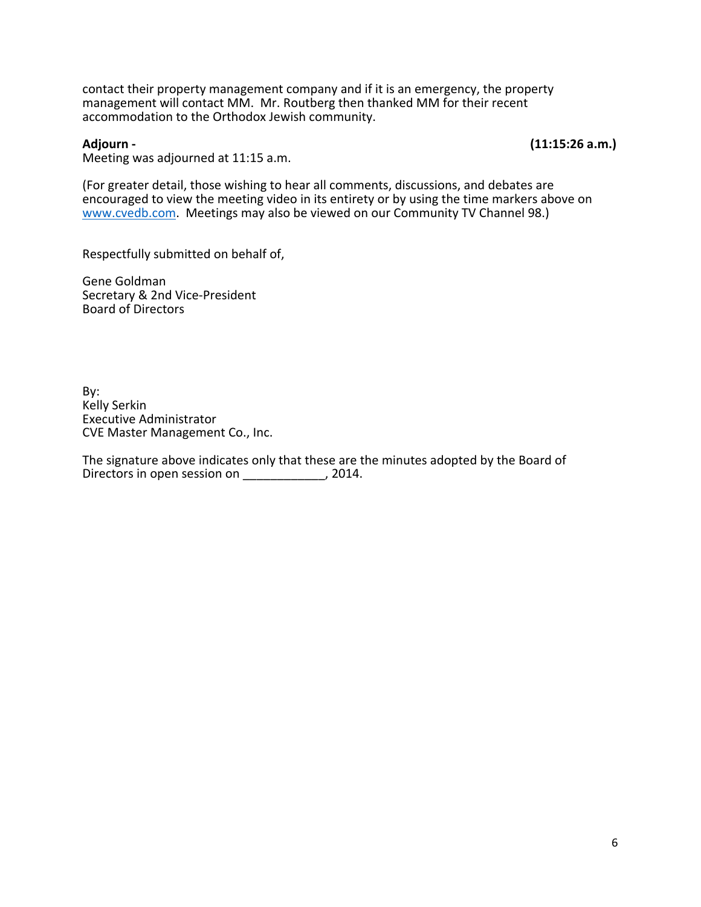contact their property management company and if it is an emergency, the property management will contact MM. Mr. Routberg then thanked MM for their recent accommodation to the Orthodox Jewish community.

**Adjourn -** **(11:15:26 a.m.)**

Meeting was adjourned at 11:15 a.m.

(For greater detail, those wishing to hear all comments, discussions, and debates are encouraged to view the meeting video in its entirety or by using the time markers above on www.cvedb.com. Meetings may also be viewed on our Community TV Channel 98.)

Respectfully submitted on behalf of,

Gene Goldman
Secretary & 2nd Vice-President
Board of Directors

By:
Kelly Serkin
Executive Administrator
CVE Master Management Co., Inc.

The signature above indicates only that these are the minutes adopted by the Board of Directors in open session on ___________, 2014.